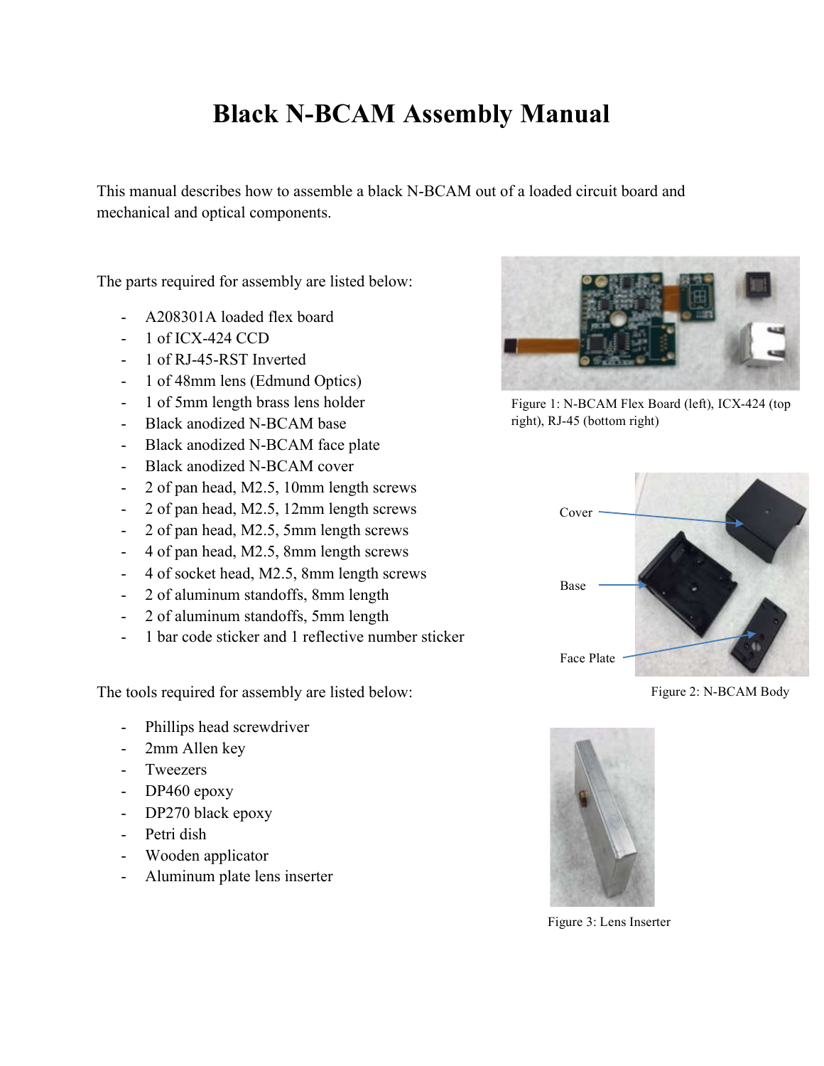# Black N-BCAM Assembly Manual

This manual describes how to assemble a black N-BCAM out of a loaded circuit board and mechanical and optical components.

The parts required for assembly are listed below:

- A208301A loaded flex board
- 1 of ICX-424 CCD
- 1 of RJ-45-RST Inverted
- 1 of 48mm lens (Edmund Optics)
- 1 of 5mm length brass lens holder
- Black anodized N-BCAM base
- Black anodized N-BCAM face plate
- Black anodized N-BCAM cover
- 2 of pan head, M2.5, 10mm length screws
- 2 of pan head, M2.5, 12mm length screws
- 2 of pan head, M2.5, 5mm length screws
- 4 of pan head, M2.5, 8mm length screws
- 4 of socket head, M2.5, 8mm length screws
- 2 of aluminum standoffs, 8mm length
- 2 of aluminum standoffs, 5mm length
- 1 bar code sticker and 1 reflective number sticker

Figure 1: N-BCAM Flex Board (left), ICX-424 (top right), RJ-45 (bottom right)

Cover

Base

Face Plate

Figure 2: N-BCAM Body

The tools required for assembly are listed below:

- Phillips head screwdriver
- 2mm Allen key
- Tweezers
- DP460 epoxy
- DP270 black epoxy
- Petri dish
- Wooden applicator
- Aluminum plate lens inserter

Figure 3: Lens Inserter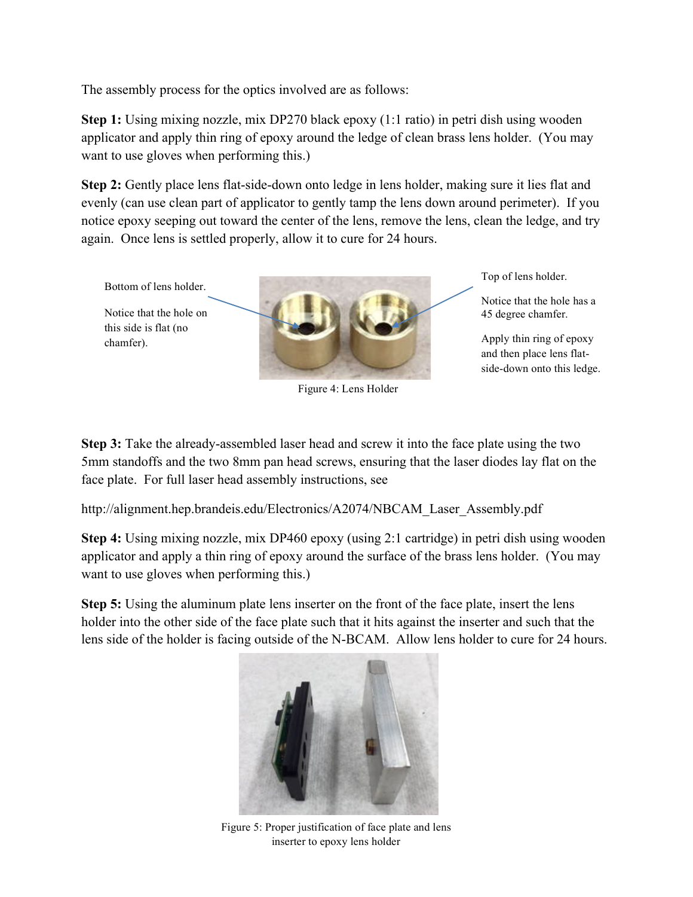The assembly process for the optics involved are as follows:

**Step 1:** Using mixing nozzle, mix DP270 black epoxy (1:1 ratio) in petri dish using wooden applicator and apply thin ring of epoxy around the ledge of clean brass lens holder. (You may want to use gloves when performing this.)

**Step 2:** Gently place lens flat-side-down onto ledge in lens holder, making sure it lies flat and evenly (can use clean part of applicator to gently tamp the lens down around perimeter). If you notice epoxy seeping out toward the center of the lens, remove the lens, clean the ledge, and try again. Once lens is settled properly, allow it to cure for 24 hours.

Bottom of lens holder.

Notice that the hole on this side is flat (no chamfer).

Top of lens holder.

Notice that the hole has a 45 degree chamfer.

Apply thin ring of epoxy and then place lens flat-side-down onto this ledge.

Figure 4: Lens Holder

**Step 3:** Take the already-assembled laser head and screw it into the face plate using the two 5mm standoffs and the two 8mm pan head screws, ensuring that the laser diodes lay flat on the face plate. For full laser head assembly instructions, see

http://alignment.hep.brandeis.edu/Electronics/A2074/NBCAM_Laser_Assembly.pdf

**Step 4:** Using mixing nozzle, mix DP460 epoxy (using 2:1 cartridge) in petri dish using wooden applicator and apply a thin ring of epoxy around the surface of the brass lens holder. (You may want to use gloves when performing this.)

**Step 5:** Using the aluminum plate lens inserter on the front of the face plate, insert the lens holder into the other side of the face plate such that it hits against the inserter and such that the lens side of the holder is facing outside of the N-BCAM. Allow lens holder to cure for 24 hours.

Figure 5: Proper justification of face plate and lens inserter to epoxy lens holder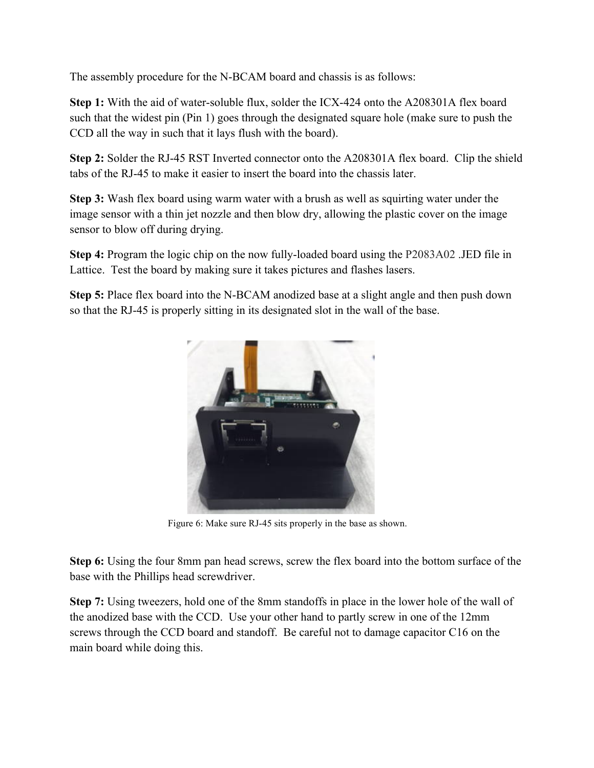The assembly procedure for the N-BCAM board and chassis is as follows:

**Step 1:** With the aid of water-soluble flux, solder the ICX-424 onto the A208301A flex board such that the widest pin (Pin 1) goes through the designated square hole (make sure to push the CCD all the way in such that it lays flush with the board).

**Step 2:** Solder the RJ-45 RST Inverted connector onto the A208301A flex board. Clip the shield tabs of the RJ-45 to make it easier to insert the board into the chassis later.

**Step 3:** Wash flex board using warm water with a brush as well as squirting water under the image sensor with a thin jet nozzle and then blow dry, allowing the plastic cover on the image sensor to blow off during drying.

**Step 4:** Program the logic chip on the now fully-loaded board using the P2083A02 .JED file in Lattice. Test the board by making sure it takes pictures and flashes lasers.

**Step 5:** Place flex board into the N-BCAM anodized base at a slight angle and then push down so that the RJ-45 is properly sitting in its designated slot in the wall of the base.

Figure 6: Make sure RJ-45 sits properly in the base as shown.

**Step 6:** Using the four 8mm pan head screws, screw the flex board into the bottom surface of the base with the Phillips head screwdriver.

**Step 7:** Using tweezers, hold one of the 8mm standoffs in place in the lower hole of the wall of the anodized base with the CCD. Use your other hand to partly screw in one of the 12mm screws through the CCD board and standoff. Be careful not to damage capacitor C16 on the main board while doing this.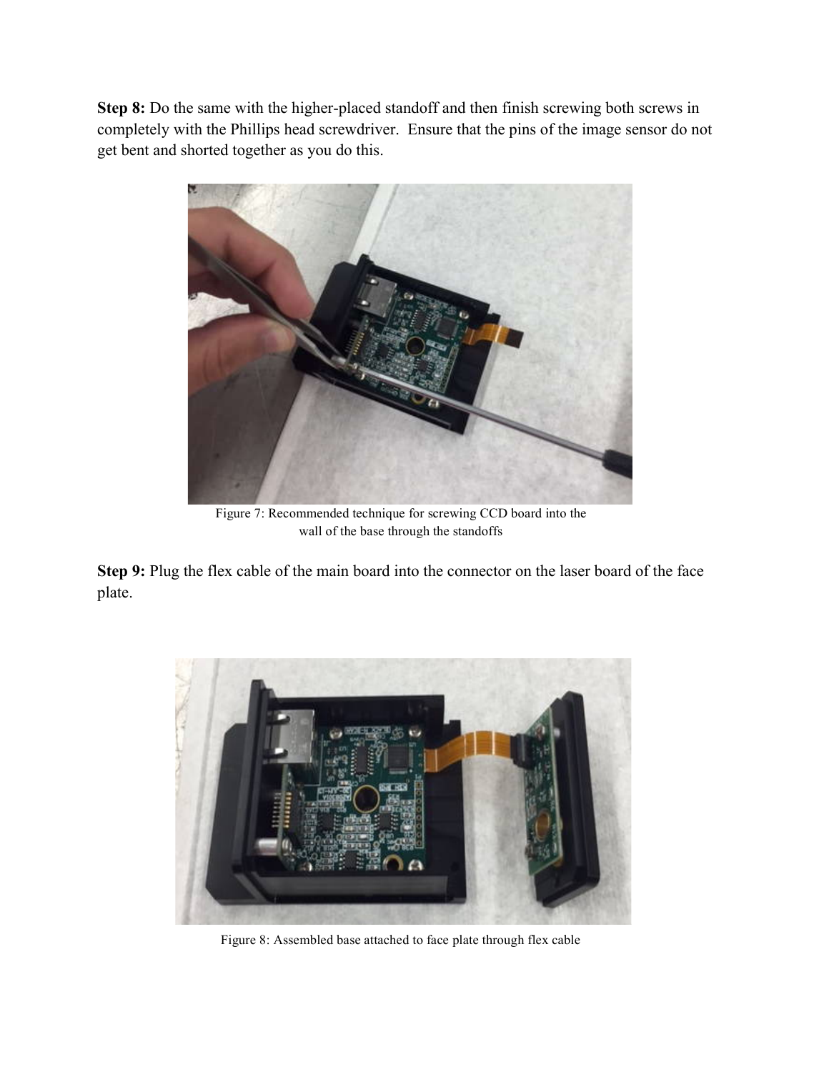**Step 8:** Do the same with the higher-placed standoff and then finish screwing both screws in completely with the Phillips head screwdriver. Ensure that the pins of the image sensor do not get bent and shorted together as you do this.

Figure 7: Recommended technique for screwing CCD board into the wall of the base through the standoffs

**Step 9:** Plug the flex cable of the main board into the connector on the laser board of the face plate.

Figure 8: Assembled base attached to face plate through flex cable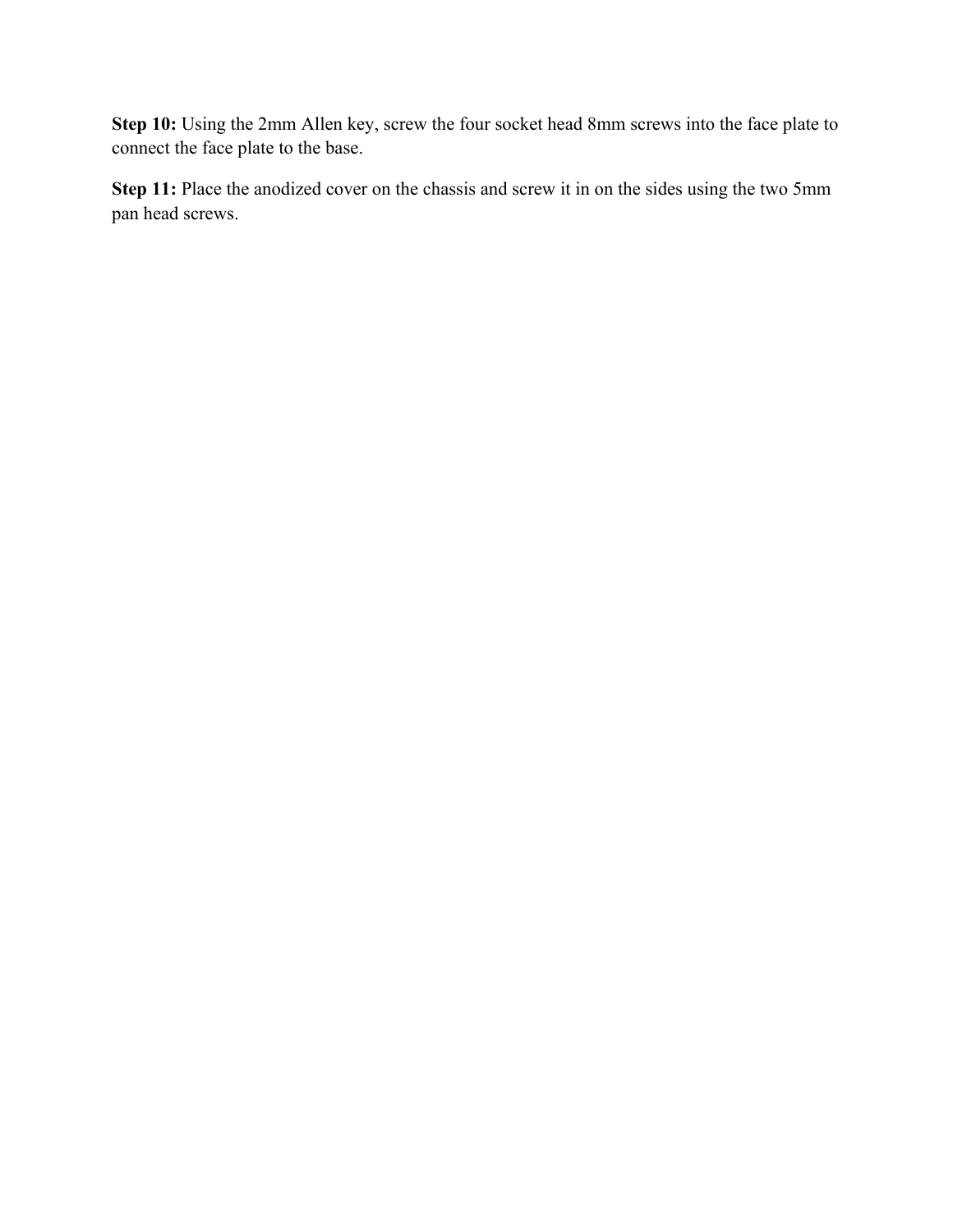**Step 10:** Using the 2mm Allen key, screw the four socket head 8mm screws into the face plate to connect the face plate to the base.

**Step 11:** Place the anodized cover on the chassis and screw it in on the sides using the two 5mm pan head screws.